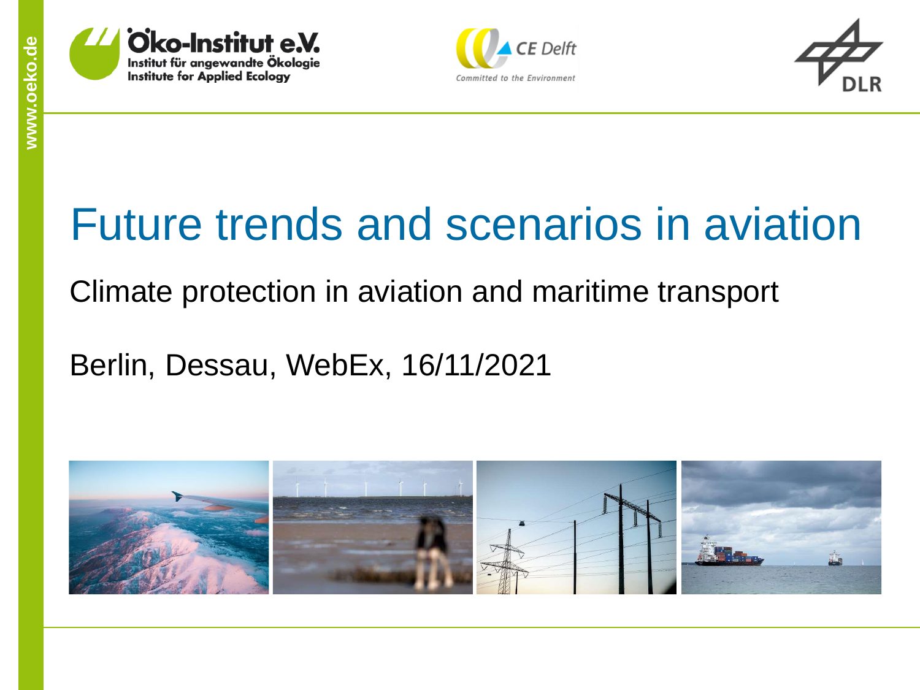# Future trends and scenarios in aviation

Climate protection in aviation and maritime transport

Berlin, Dessau, WebEx, 16/11/2021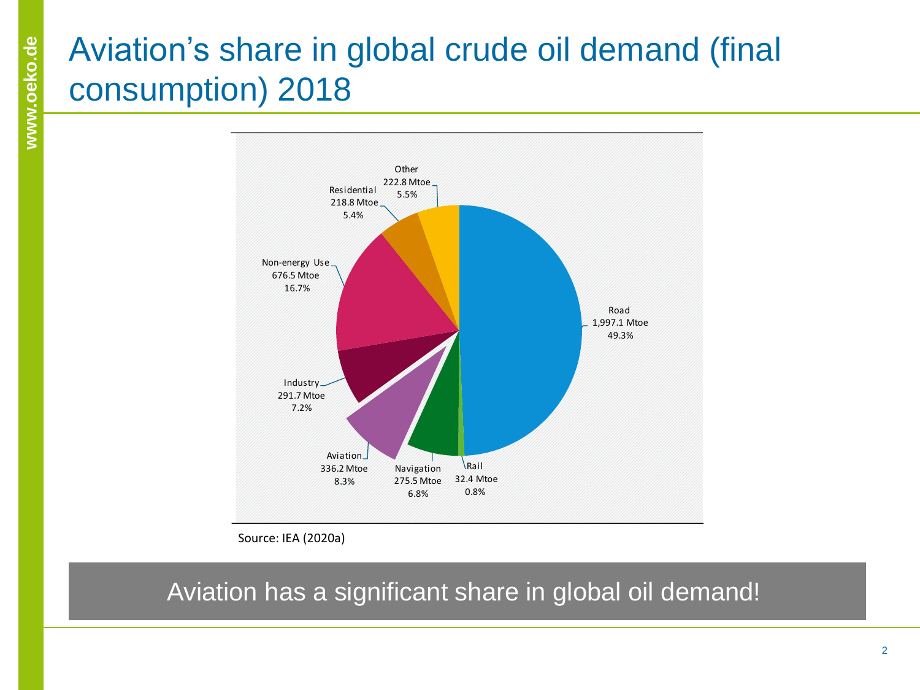# Aviation's share in global crude oil demand (final consumption) 2018

Other 222.8 Mtoe 5.5%

Residential 218.8 Mtoe 5.4%

Non-energy Use 676.5 Mtoe 16.7%

Industry 291.7 Mtoe 7.2%

Aviation 336.2 Mtoe 8.3%

Navigation 275.5 Mtoe 6.8%

Rail 32.4 Mtoe 0.8%

Road 1,997.1 Mtoe 49.3%

Source: IEA (2020a)

Aviation has a significant share in global oil demand!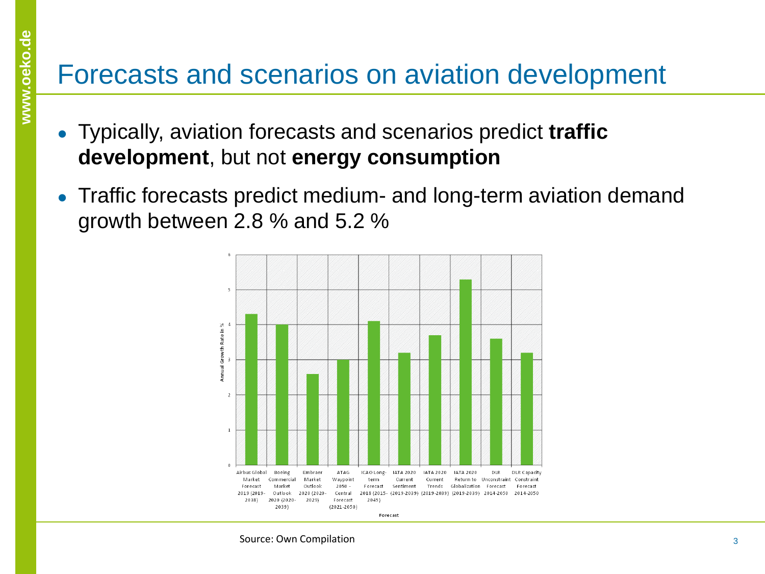# Forecasts and scenarios on aviation development

- Typically, aviation forecasts and scenarios predict **traffic development**, but not **energy consumption**
- Traffic forecasts predict medium- and long-term aviation demand growth between 2.8 % and 5.2 %

Source: Own Compilation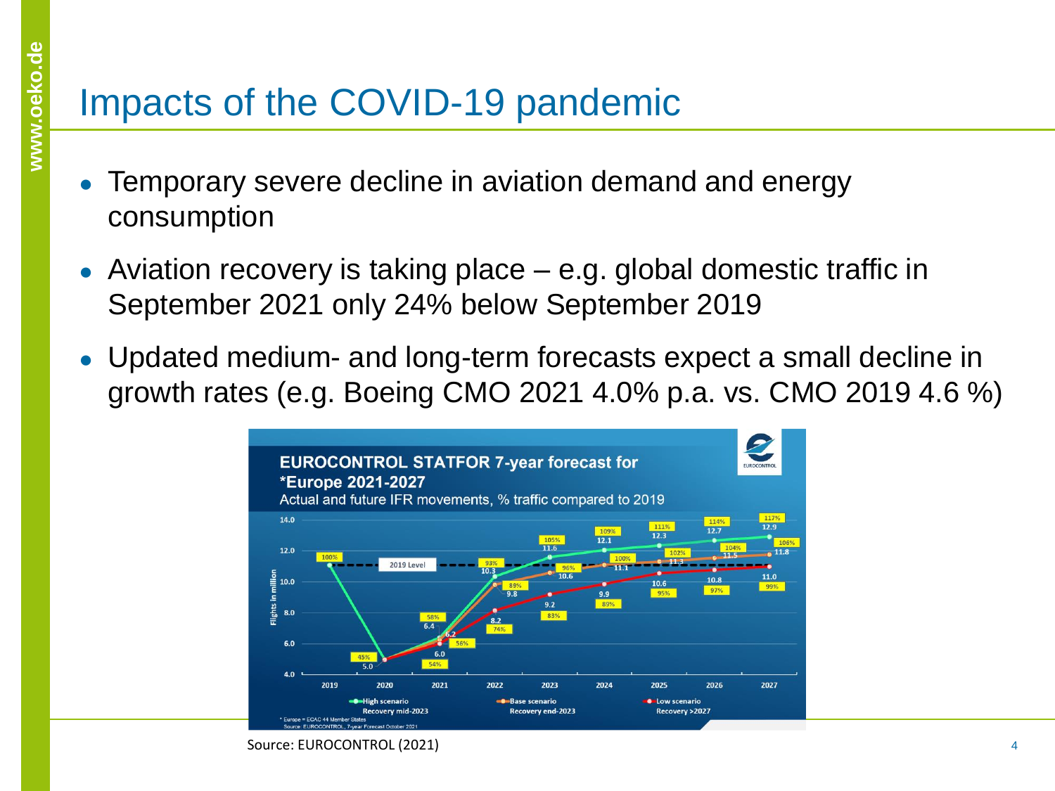# Impacts of the COVID-19 pandemic

- Temporary severe decline in aviation demand and energy consumption
- Aviation recovery is taking place – e.g. global domestic traffic in September 2021 only 24% below September 2019
- Updated medium- and long-term forecasts expect a small decline in growth rates (e.g. Boeing CMO 2021 4.0% p.a. vs. CMO 2019 4.6 %)

Source: EUROCONTROL (2021)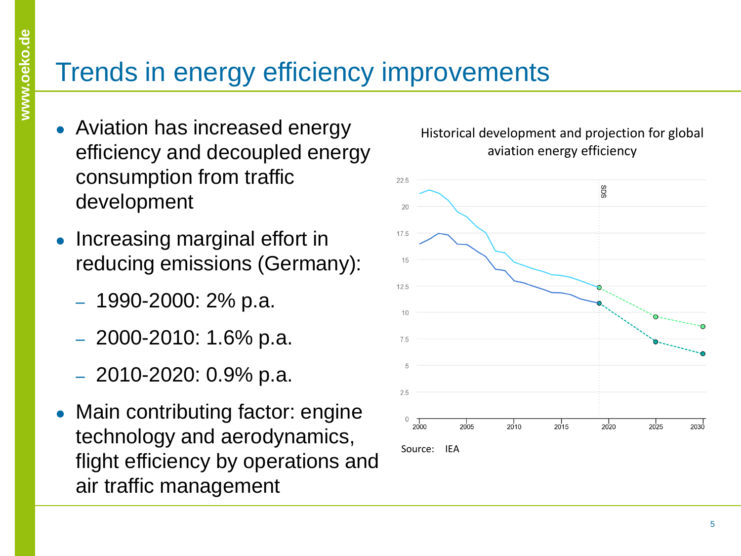# Trends in energy efficiency improvements

- Aviation has increased energy efficiency and decoupled energy consumption from traffic development
- Increasing marginal effort in reducing emissions (Germany):
  - 1990-2000: 2% p.a.
  - 2000-2010: 1.6% p.a.
  - 2010-2020: 0.9% p.a.
- Main contributing factor: engine technology and aerodynamics, flight efficiency by operations and air traffic management

Historical development and projection for global aviation energy efficiency

Source: IEA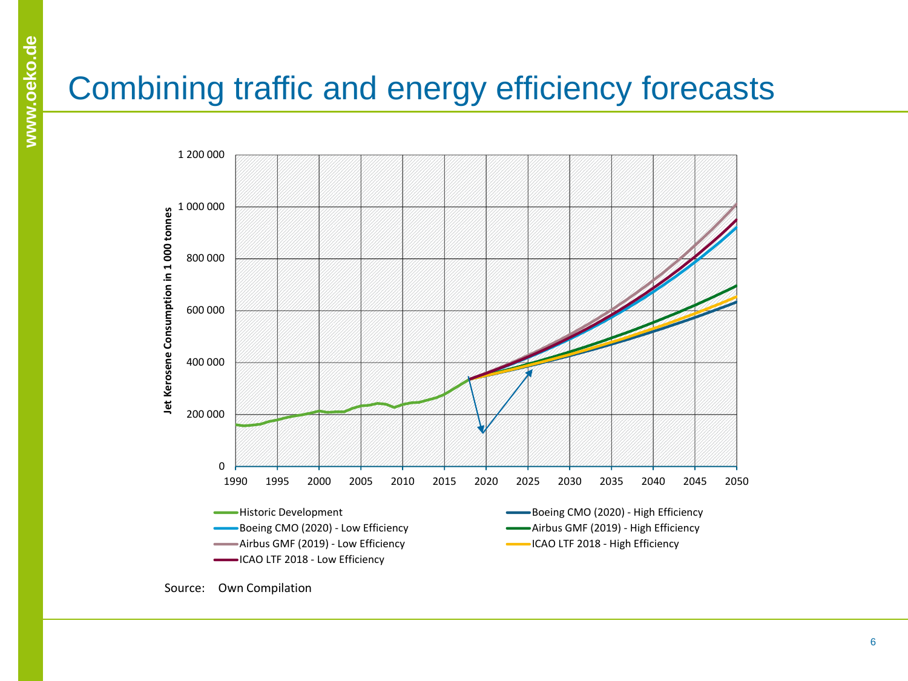# Combining traffic and energy efficiency forecasts

Jet Kerosene Consumption in 1 000 tonnes

- Historic Development
- Boeing CMO (2020) - Low Efficiency
- Airbus GMF (2019) - Low Efficiency
- ICAO LTF 2018 - Low Efficiency
- Boeing CMO (2020) - High Efficiency
- Airbus GMF (2019) - High Efficiency
- ICAO LTF 2018 - High Efficiency

Source: Own Compilation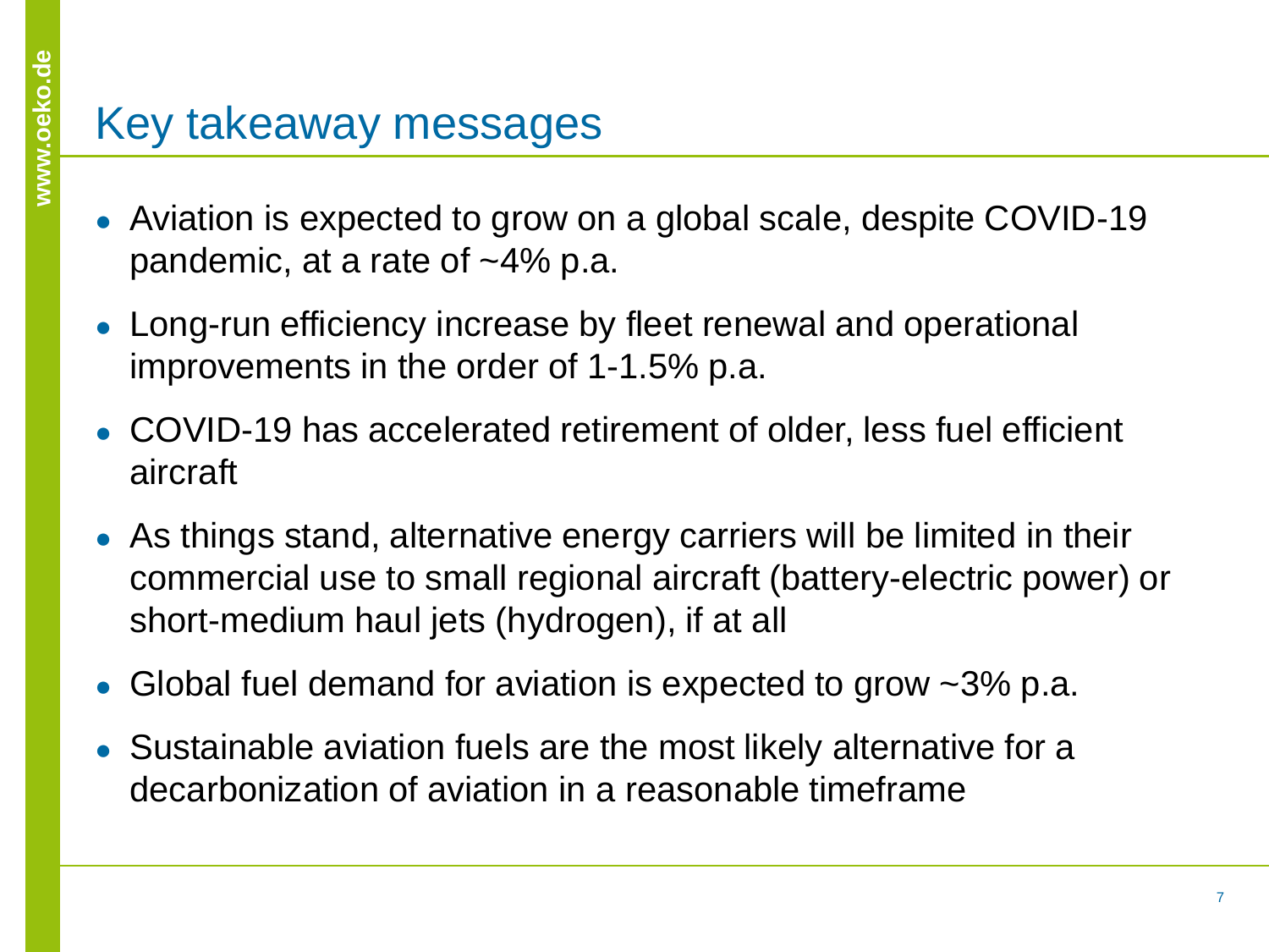# Key takeaway messages

- Aviation is expected to grow on a global scale, despite COVID-19 pandemic, at a rate of ~4% p.a.
- Long-run efficiency increase by fleet renewal and operational improvements in the order of 1-1.5% p.a.
- COVID-19 has accelerated retirement of older, less fuel efficient aircraft
- As things stand, alternative energy carriers will be limited in their commercial use to small regional aircraft (battery-electric power) or short-medium haul jets (hydrogen), if at all
- Global fuel demand for aviation is expected to grow ~3% p.a.
- Sustainable aviation fuels are the most likely alternative for a decarbonization of aviation in a reasonable timeframe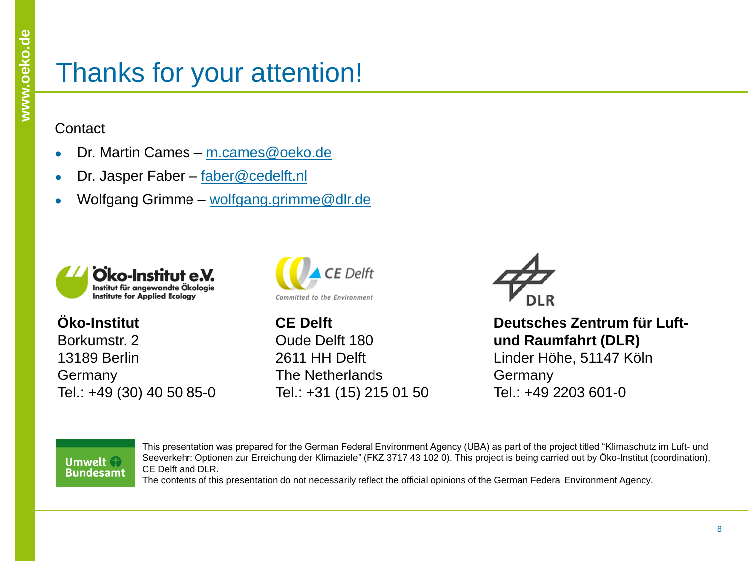# Thanks for your attention!

Contact

- Dr. Martin Cames – m.cames@oeko.de
- Dr. Jasper Faber – faber@cedelft.nl
- Wolfgang Grimme – wolfgang.grimme@dlr.de

**Öko-Institut**
Borkumstr. 2
13189 Berlin
Germany
Tel.: +49 (30) 40 50 85-0

**CE Delft**
Oude Delft 180
2611 HH Delft
The Netherlands
Tel.: +31 (15) 215 01 50

**Deutsches Zentrum für Luft- und Raumfahrt (DLR)**
Linder Höhe, 51147 Köln
Germany
Tel.: +49 2203 601-0

This presentation was prepared for the German Federal Environment Agency (UBA) as part of the project titled "Klimaschutz im Luft- und Seeverkehr: Optionen zur Erreichung der Klimaziele" (FKZ 3717 43 102 0). This project is being carried out by Öko-Institut (coordination), CE Delft and DLR.
The contents of this presentation do not necessarily reflect the official opinions of the German Federal Environment Agency.